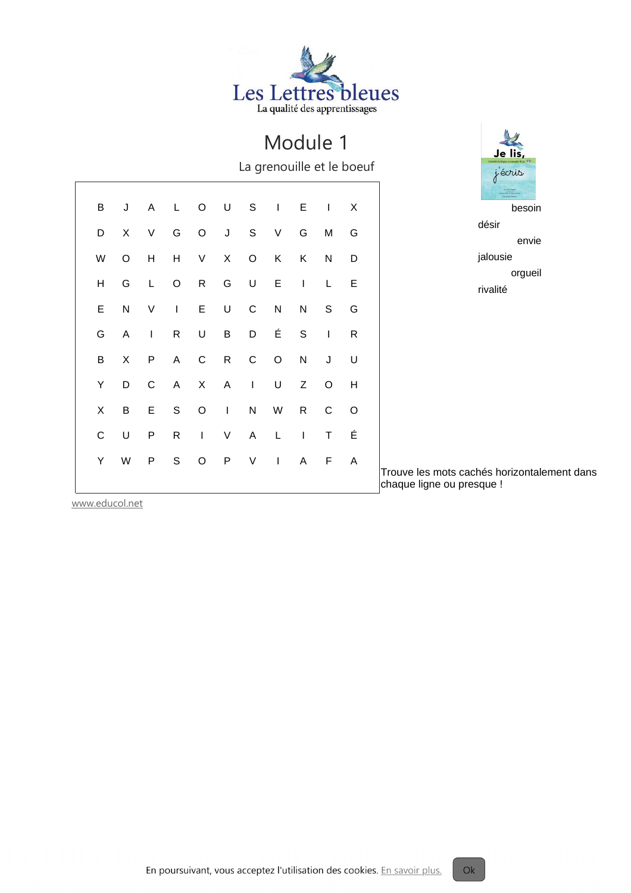Les Lettres bleues

La qualité des apprentissages

# Module 1

## La grenouille et le boeuf

| | | | | | | | | | | |
|---|---|---|---|---|---|---|---|---|---|---|
| B | J | A | L | O | U | S | I | E | I | X |
| D | X | V | G | O | J | S | V | G | M | G |
| W | O | H | H | V | X | O | K | K | N | D |
| H | G | L | O | R | G | U | E | I | L | E |
| E | N | V | I | E | U | C | N | N | S | G |
| G | A | I | R | U | B | D | É | S | I | R |
| B | X | P | A | C | R | C | O | N | J | U |
| Y | D | C | A | X | A | I | U | Z | O | H |
| X | B | E | S | O | I | N | W | R | C | O |
| C | U | P | R | I | V | A | L | I | T | É |
| Y | W | P | S | O | P | V | I | A | F | A |

besoin

désir

envie

jalousie

orgueil

rivalité

Trouve les mots cachés horizontalement dans chaque ligne ou presque !

www.educol.net

En poursuivant, vous acceptez l'utilisation des cookies. En savoir plus. Ok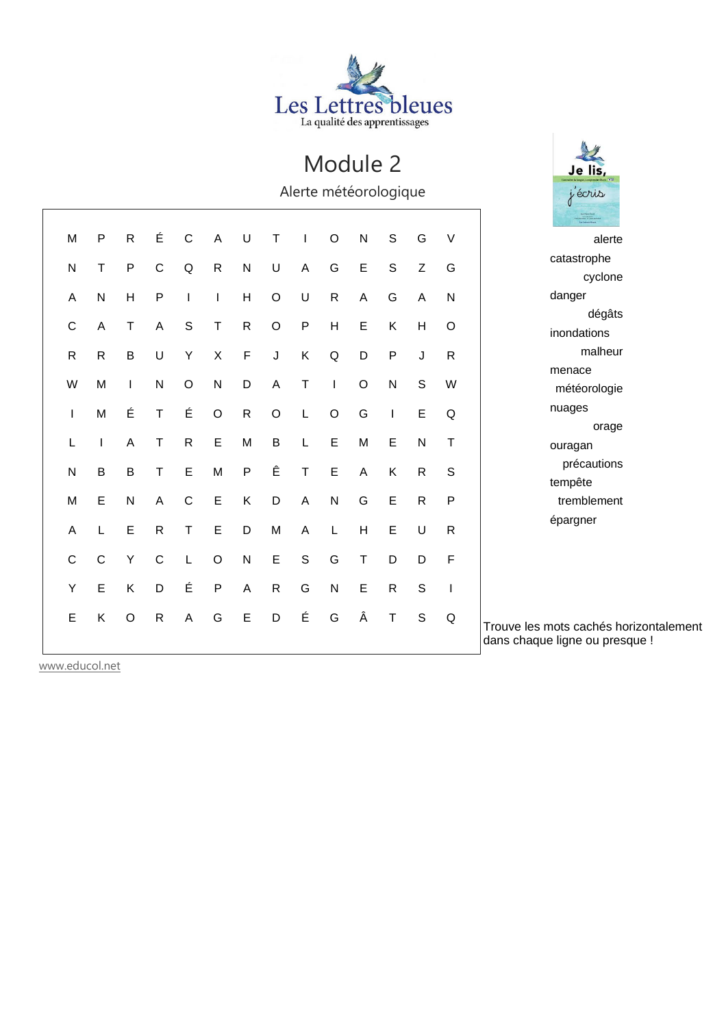Les Lettres bleues

La qualité des apprentissages

# Module 2

## Alerte météorologique

| | | | | | | | | | | | | | |
|---|---|---|---|---|---|---|---|---|---|---|---|---|---|
| M | P | R | É | C | A | U | T | I | O | N | S | G | V |
| N | T | P | C | Q | R | N | U | A | G | E | S | Z | G |
| A | N | H | P | I | I | H | O | U | R | A | G | A | N |
| C | A | T | A | S | T | R | O | P | H | E | K | H | O |
| R | R | B | U | Y | X | F | J | K | Q | D | P | J | R |
| W | M | I | N | O | N | D | A | T | I | O | N | S | W |
| I | M | É | T | É | O | R | O | L | O | G | I | E | Q |
| L | I | A | T | R | E | M | B | L | E | M | E | N | T |
| N | B | B | T | E | M | P | Ê | T | E | A | K | R | S |
| M | E | N | A | C | E | K | D | A | N | G | E | R | P |
| A | L | E | R | T | E | D | M | A | L | H | E | U | R |
| C | C | Y | C | L | O | N | E | S | G | T | D | D | F |
| Y | E | K | D | É | P | A | R | G | N | E | R | S | I |
| E | K | O | R | A | G | E | D | É | G | Â | T | S | Q |

Je lis, j'écris

- alerte
- catastrophe
- cyclone
- danger
- dégâts
- inondations
- malheur
- menace
- météorologie
- nuages
- orage
- ouragan
- précautions
- tempête
- tremblement
- épargner

Trouve les mots cachés horizontalement dans chaque ligne ou presque !

www.educol.net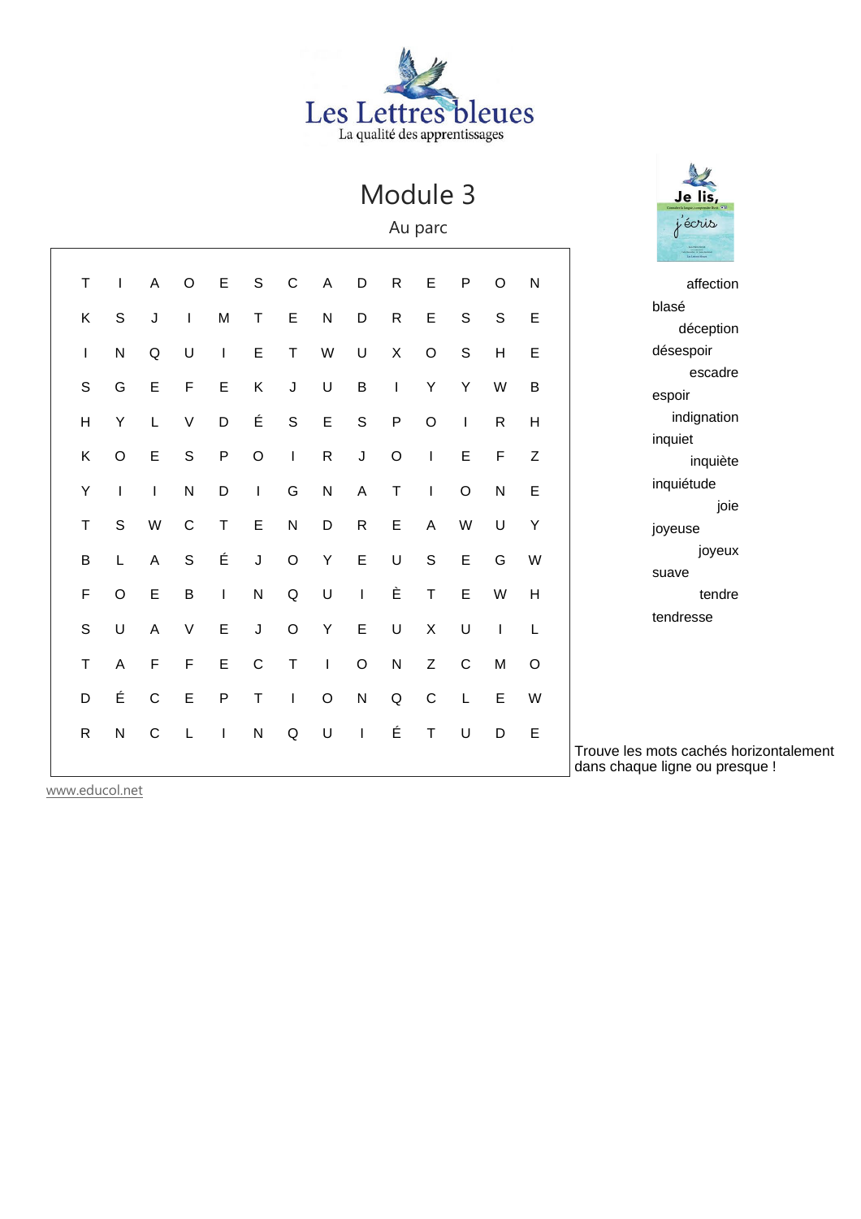Les Lettres bleues

La qualité des apprentissages

# Module 3

## Au parc

| | | | | | | | | | | | | | |
|---|---|---|---|---|---|---|---|---|---|---|---|---|---|
| T | I | A | O | E | S | C | A | D | R | E | P | O | N |
| K | S | J | I | M | T | E | N | D | R | E | S | S | E |
| I | N | Q | U | I | E | T | W | U | X | O | S | H | E |
| S | G | E | F | E | K | J | U | B | I | Y | Y | W | B |
| H | Y | L | V | D | É | S | E | S | P | O | I | R | H |
| K | O | E | S | P | O | I | R | J | O | I | E | F | Z |
| Y | I | I | N | D | I | G | N | A | T | I | O | N | E |
| T | S | W | C | T | E | N | D | R | E | A | W | U | Y |
| B | L | A | S | É | J | O | Y | E | U | S | E | G | W |
| F | O | E | B | I | N | Q | U | I | È | T | E | W | H |
| S | U | A | V | E | J | O | Y | E | U | X | U | I | L |
| T | A | F | F | E | C | T | I | O | N | Z | C | M | O |
| D | É | C | E | P | T | I | O | N | Q | C | L | E | W |
| R | N | C | L | I | N | Q | U | I | É | T | U | D | E |

- affection
- blasé
- déception
- désespoir
- escadre
- espoir
- indignation
- inquiet
- inquiète
- inquiétude
- joie
- joyeuse
- joyeux
- suave
- tendre
- tendresse

Trouve les mots cachés horizontalement dans chaque ligne ou presque !

www.educol.net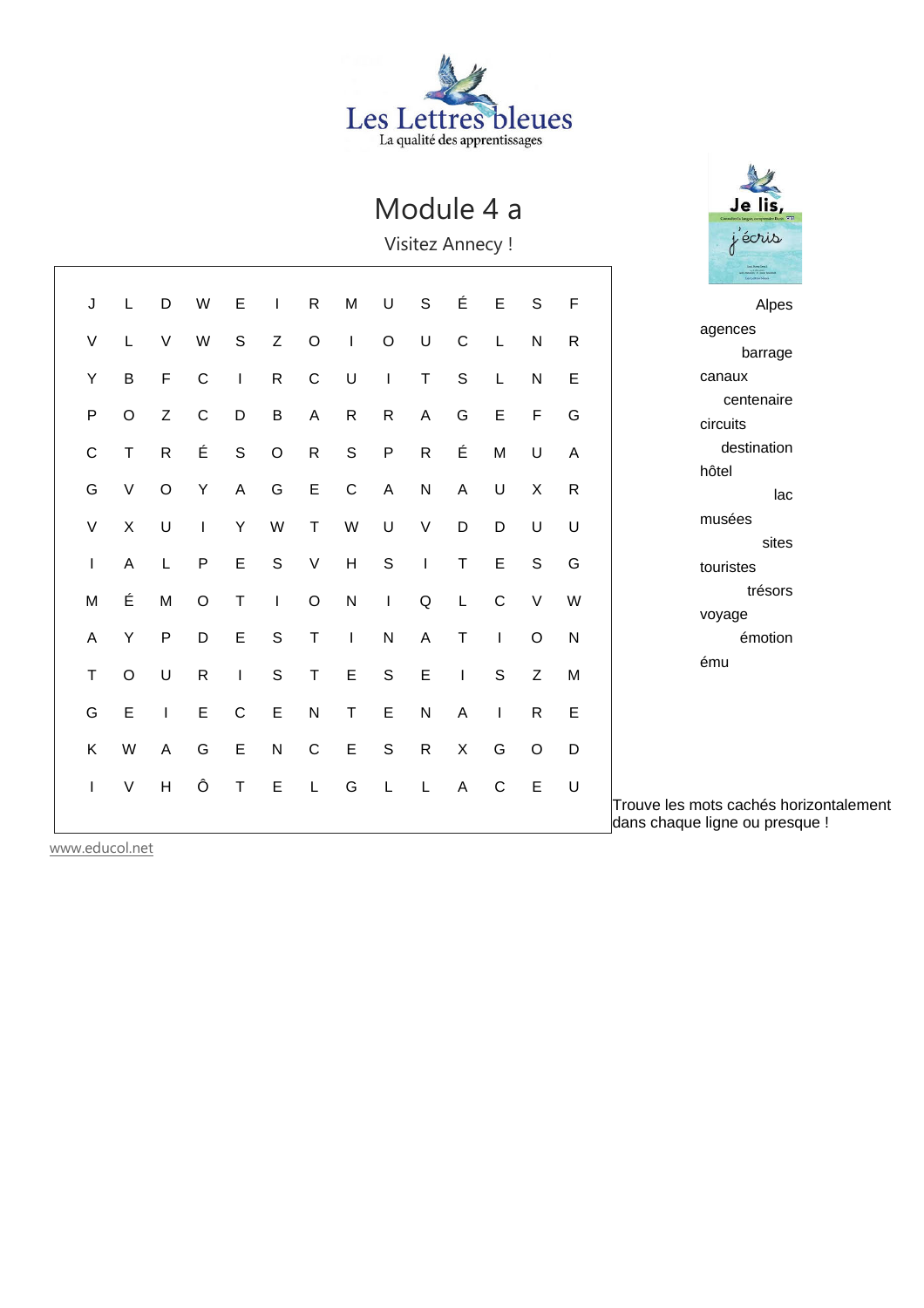Les Lettres bleues
La qualité des apprentissages

# Module 4 a

Visitez Annecy !

| | | | | | | | | | | | | | |
|---|---|---|---|---|---|---|---|---|---|---|---|---|---|
| J | L | D | W | E | I | R | M | U | S | É | E | S | F |
| V | L | V | W | S | Z | O | I | O | U | C | L | N | R |
| Y | B | F | C | I | R | C | U | I | T | S | L | N | E |
| P | O | Z | C | D | B | A | R | R | A | G | E | F | G |
| C | T | R | É | S | O | R | S | P | R | É | M | U | A |
| G | V | O | Y | A | G | E | C | A | N | A | U | X | R |
| V | X | U | I | Y | W | T | W | U | V | D | D | U | U |
| I | A | L | P | E | S | V | H | S | I | T | E | S | G |
| M | É | M | O | T | I | O | N | I | Q | L | C | V | W |
| A | Y | P | D | E | S | T | I | N | A | T | I | O | N |
| T | O | U | R | I | S | T | E | S | E | I | S | Z | M |
| G | E | I | E | C | E | N | T | E | N | A | I | R | E |
| K | W | A | G | E | N | C | E | S | R | X | G | O | D |
| I | V | H | Ô | T | E | L | G | L | L | A | C | E | U |

Je lis, j'écris

- Alpes
- agences
- barrage
- canaux
- centenaire
- circuits
- destination
- hôtel
- lac
- musées
- sites
- touristes
- trésors
- voyage
- émotion
- ému

Trouve les mots cachés horizontalement dans chaque ligne ou presque !

www.educol.net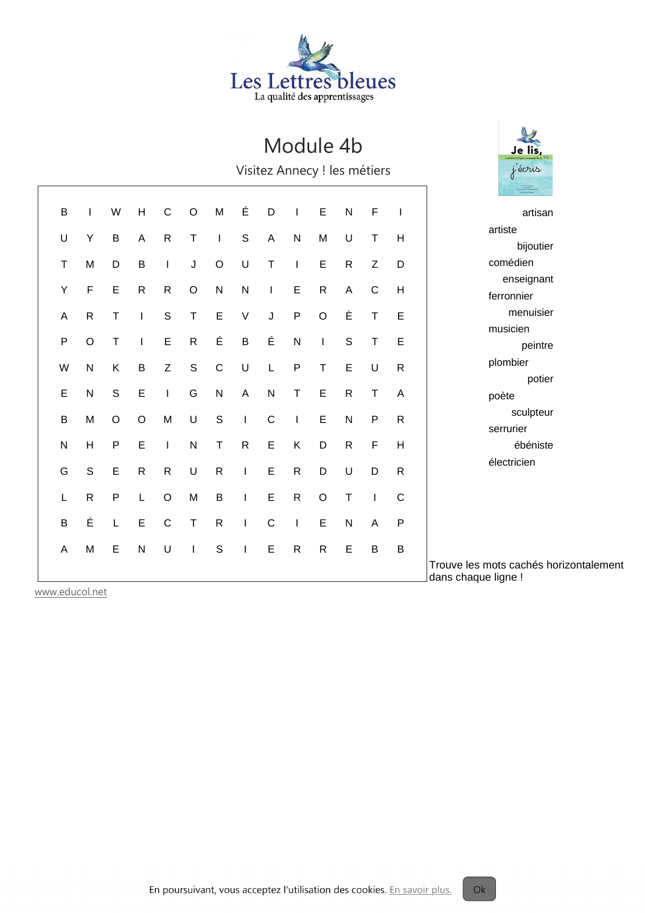Les Lettres bleues

La qualité des apprentissages

# Module 4b

Visitez Annecy ! les métiers

| | | | | | | | | | | | | | |
|---|---|---|---|---|---|---|---|---|---|---|---|---|---|
| B | I | W | H | C | O | M | É | D | I | E | N | F | I |
| U | Y | B | A | R | T | I | S | A | N | M | U | T | H |
| T | M | D | B | I | J | O | U | T | I | E | R | Z | D |
| Y | F | E | R | R | O | N | N | I | E | R | A | C | H |
| A | R | T | I | S | T | E | V | J | P | O | È | T | E |
| P | O | T | I | E | R | É | B | É | N | I | S | T | E |
| W | N | K | B | Z | S | C | U | L | P | T | E | U | R |
| E | N | S | E | I | G | N | A | N | T | E | R | T | A |
| B | M | O | O | M | U | S | I | C | I | E | N | P | R |
| N | H | P | E | I | N | T | R | E | K | D | R | F | H |
| G | S | E | R | R | U | R | I | E | R | D | U | D | R |
| L | R | P | L | O | M | B | I | E | R | O | T | I | C |
| B | É | L | E | C | T | R | I | C | I | E | N | A | P |
| A | M | E | N | U | I | S | I | E | R | R | E | B | B |

- artisan
- artiste
- bijoutier
- comédien
- enseignant
- ferronnier
- menuisier
- musicien
- peintre
- plombier
- potier
- poète
- sculpteur
- serrurier
- ébéniste
- électricien

Trouve les mots cachés horizontalement dans chaque ligne !

www.educol.net

En poursuivant, vous acceptez l'utilisation des cookies. En savoir plus. Ok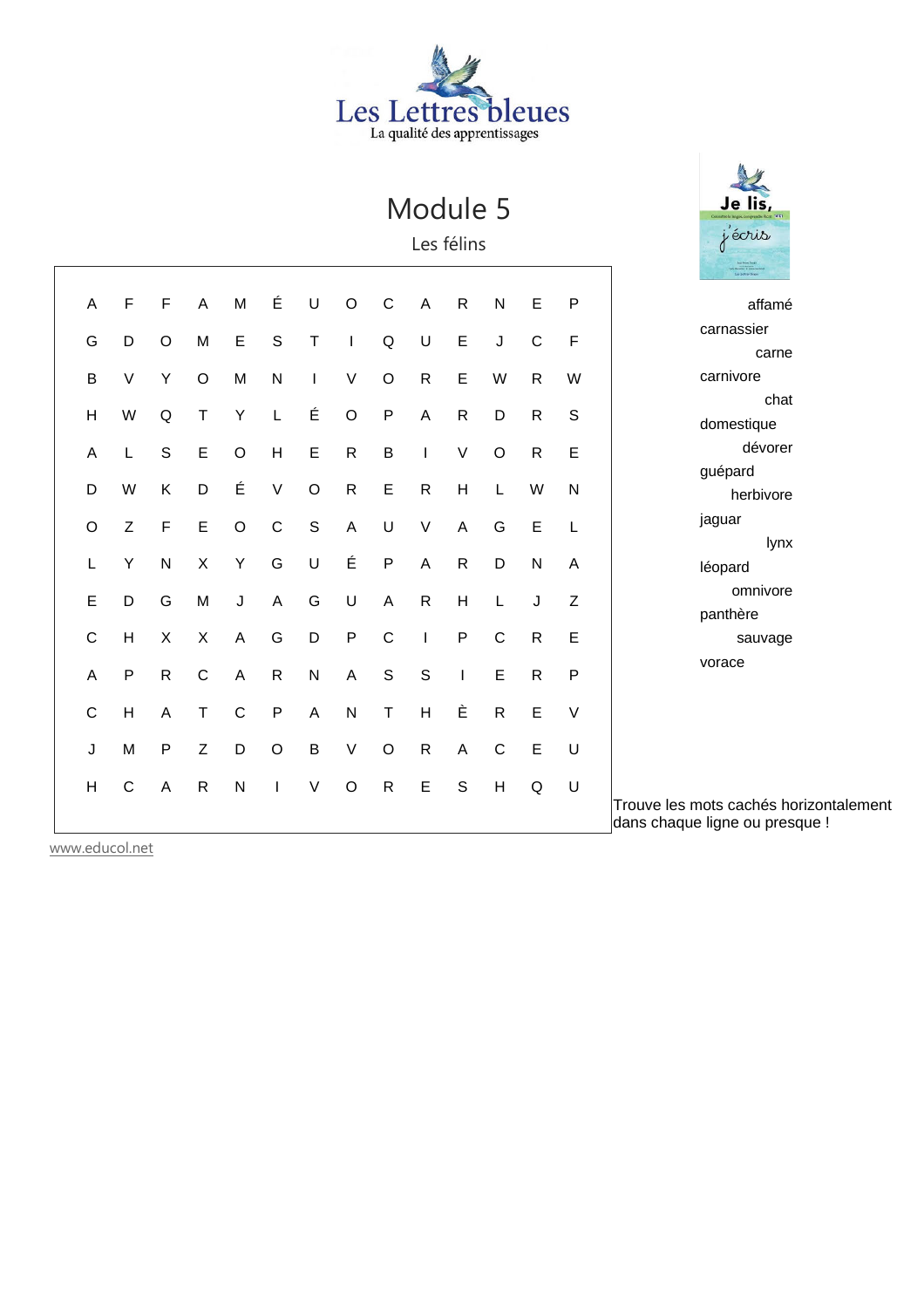Les Lettres bleues
La qualité des apprentissages

# Module 5

## Les félins

| | | | | | | | | | | | | | |
|---|---|---|---|---|---|---|---|---|---|---|---|---|---|
| A | F | F | A | M | É | U | O | C | A | R | N | E | P |
| G | D | O | M | E | S | T | I | Q | U | E | J | C | F |
| B | V | Y | O | M | N | I | V | O | R | E | W | R | W |
| H | W | Q | T | Y | L | É | O | P | A | R | D | R | S |
| A | L | S | E | O | H | E | R | B | I | V | O | R | E |
| D | W | K | D | É | V | O | R | E | R | H | L | W | N |
| O | Z | F | E | O | C | S | A | U | V | A | G | E | L |
| L | Y | N | X | Y | G | U | É | P | A | R | D | N | A |
| E | D | G | M | J | A | G | U | A | R | H | L | J | Z |
| C | H | X | X | A | G | D | P | C | I | P | C | R | E |
| A | P | R | C | A | R | N | A | S | S | I | E | R | P |
| C | H | A | T | C | P | A | N | T | H | È | R | E | V |
| J | M | P | Z | D | O | B | V | O | R | A | C | E | U |
| H | C | A | R | N | I | V | O | R | E | S | H | Q | U |

Je lis, j'écris

- affamé
- carnassier
- carne
- carnivore
- chat
- domestique
- dévorer
- guépard
- herbivore
- jaguar
- lynx
- léopard
- omnivore
- panthère
- sauvage
- vorace

Trouve les mots cachés horizontalement dans chaque ligne ou presque !

www.educol.net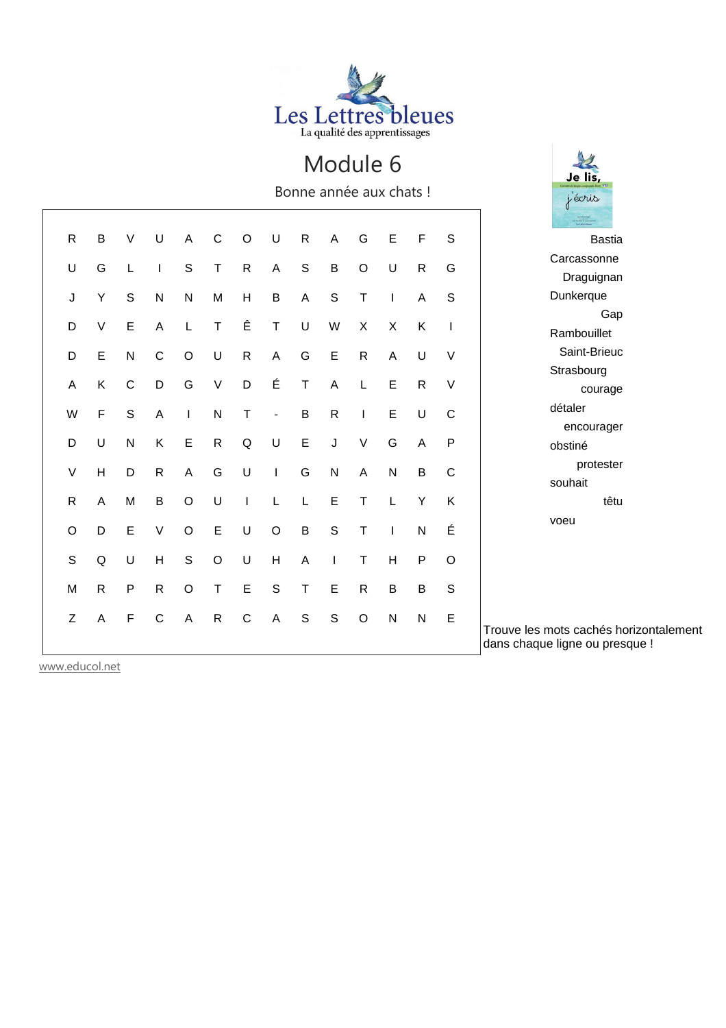Les Lettres bleues

La qualité des apprentissages

# Module 6

Bonne année aux chats !

| | | | | | | | | | | | | | |
|---|---|---|---|---|---|---|---|---|---|---|---|---|---|
| R | B | V | U | A | C | O | U | R | A | G | E | F | S |
| U | G | L | I | S | T | R | A | S | B | O | U | R | G |
| J | Y | S | N | N | M | H | B | A | S | T | I | A | S |
| D | V | E | A | L | T | Ê | T | U | W | X | X | K | I |
| D | E | N | C | O | U | R | A | G | E | R | A | U | V |
| A | K | C | D | G | V | D | É | T | A | L | E | R | V |
| W | F | S | A | I | N | T | - | B | R | I | E | U | C |
| D | U | N | K | E | R | Q | U | E | J | V | G | A | P |
| V | H | D | R | A | G | U | I | G | N | A | N | B | C |
| R | A | M | B | O | U | I | L | L | E | T | L | Y | K |
| O | D | E | V | O | E | U | O | B | S | T | I | N | É |
| S | Q | U | H | S | O | U | H | A | I | T | H | P | O |
| M | R | P | R | O | T | E | S | T | E | R | B | B | S |
| Z | A | F | C | A | R | C | A | S | S | O | N | N | E |

Je lis, j'écris

- Bastia
- Carcassonne
- Draguignan
- Dunkerque
- Gap
- Rambouillet
- Saint-Brieuc
- Strasbourg
- courage
- détaler
- encourager
- obstiné
- protester
- souhait
- têtu
- voeu

Trouve les mots cachés horizontalement dans chaque ligne ou presque !

www.educol.net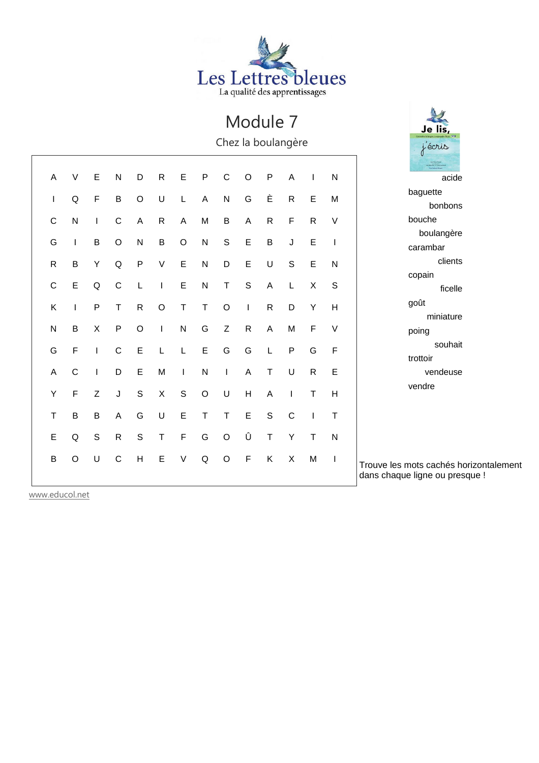Les Lettres bleues
La qualité des apprentissages

# Module 7

## Chez la boulangère

| | | | | | | | | | | | | | |
|---|---|---|---|---|---|---|---|---|---|---|---|---|---|
| A | V | E | N | D | R | E | P | C | O | P | A | I | N |
| I | Q | F | B | O | U | L | A | N | G | È | R | E | M |
| C | N | I | C | A | R | A | M | B | A | R | F | R | V |
| G | I | B | O | N | B | O | N | S | E | B | J | E | I |
| R | B | Y | Q | P | V | E | N | D | E | U | S | E | N |
| C | E | Q | C | L | I | E | N | T | S | A | L | X | S |
| K | I | P | T | R | O | T | T | O | I | R | D | Y | H |
| N | B | X | P | O | I | N | G | Z | R | A | M | F | V |
| G | F | I | C | E | L | L | E | G | G | L | P | G | F |
| A | C | I | D | E | M | I | N | I | A | T | U | R | E |
| Y | F | Z | J | S | X | S | O | U | H | A | I | T | H |
| T | B | B | A | G | U | E | T | T | E | S | C | I | T |
| E | Q | S | R | S | T | F | G | O | Û | T | Y | T | N |
| B | O | U | C | H | E | V | Q | O | F | K | X | M | I |

Je lis, j'écris

- acide
- baguette
- bonbons
- bouche
- boulangère
- carambar
- clients
- copain
- ficelle
- goût
- miniature
- poing
- souhait
- trottoir
- vendeuse
- vendre

Trouve les mots cachés horizontalement dans chaque ligne ou presque !

www.educol.net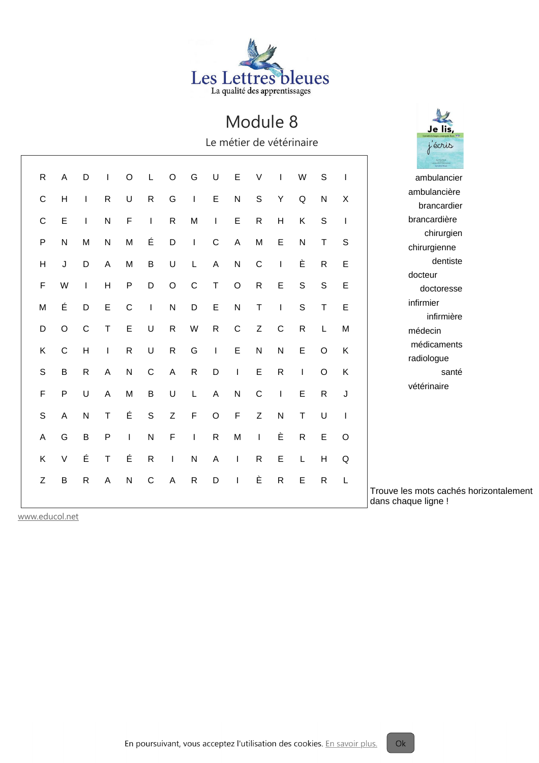Les Lettres bleues
La qualité des apprentissages

# Module 8

## Le métier de vétérinaire

| | | | | | | | | | | | | | | |
|---|---|---|---|---|---|---|---|---|---|---|---|---|---|---|
| R | A | D | I | O | L | O | G | U | E | V | I | W | S | I |
| C | H | I | R | U | R | G | I | E | N | S | Y | Q | N | X |
| C | E | I | N | F | I | R | M | I | E | R | H | K | S | I |
| P | N | M | N | M | É | D | I | C | A | M | E | N | T | S |
| H | J | D | A | M | B | U | L | A | N | C | I | È | R | E |
| F | W | I | H | P | D | O | C | T | O | R | E | S | S | E |
| M | É | D | E | C | I | N | D | E | N | T | I | S | T | E |
| D | O | C | T | E | U | R | W | R | C | Z | C | R | L | M |
| K | C | H | I | R | U | R | G | I | E | N | N | E | O | K |
| S | B | R | A | N | C | A | R | D | I | E | R | I | O | K |
| F | P | U | A | M | B | U | L | A | N | C | I | E | R | J |
| S | A | N | T | É | S | Z | F | O | F | Z | N | T | U | I |
| A | G | B | P | I | N | F | I | R | M | I | È | R | E | O |
| K | V | É | T | É | R | I | N | A | I | R | E | L | H | Q |
| Z | B | R | A | N | C | A | R | D | I | È | R | E | R | L |

Je lis, j'écris

- ambulancier
- ambulancière
- brancardier
- brancardière
- chirurgien
- chirurgienne
- dentiste
- docteur
- doctoresse
- infirmier
- infirmière
- médecin
- médicaments
- radiologue
- santé
- vétérinaire

Trouve les mots cachés horizontalement dans chaque ligne !

www.educol.net

En poursuivant, vous acceptez l'utilisation des cookies. En savoir plus. Ok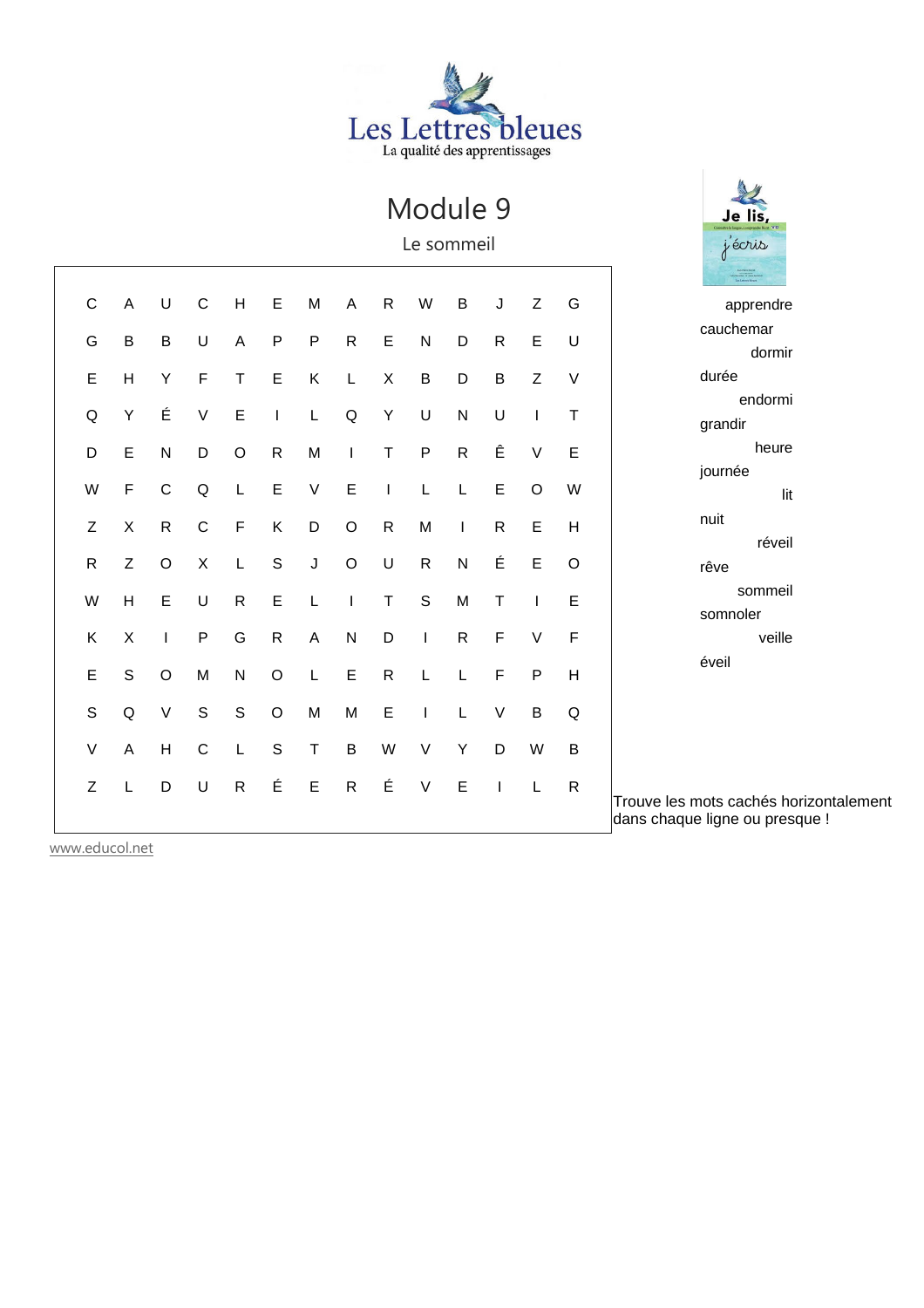Les Lettres bleues
La qualité des apprentissages

# Module 9

## Le sommeil

| | | | | | | | | | | | | | |
|---|---|---|---|---|---|---|---|---|---|---|---|---|---|
| C | A | U | C | H | E | M | A | R | W | B | J | Z | G |
| G | B | B | U | A | P | P | R | E | N | D | R | E | U |
| E | H | Y | F | T | E | K | L | X | B | D | B | Z | V |
| Q | Y | É | V | E | I | L | Q | Y | U | N | U | I | T |
| D | E | N | D | O | R | M | I | T | P | R | Ê | V | E |
| W | F | C | Q | L | E | V | E | I | L | L | E | O | W |
| Z | X | R | C | F | K | D | O | R | M | I | R | E | H |
| R | Z | O | X | L | S | J | O | U | R | N | É | E | O |
| W | H | E | U | R | E | L | I | T | S | M | T | I | E |
| K | X | I | P | G | R | A | N | D | I | R | F | V | F |
| E | S | O | M | N | O | L | E | R | L | L | F | P | H |
| S | Q | V | S | S | O | M | M | E | I | L | V | B | Q |
| V | A | H | C | L | S | T | B | W | V | Y | D | W | B |
| Z | L | D | U | R | É | E | R | É | V | E | I | L | R |

Je lis, j'écris

- apprendre
- cauchemar
- dormir
- durée
- endormi
- grandir
- heure
- journée
- lit
- nuit
- réveil
- rêve
- sommeil
- somnoler
- veille
- éveil

Trouve les mots cachés horizontalement dans chaque ligne ou presque !

www.educol.net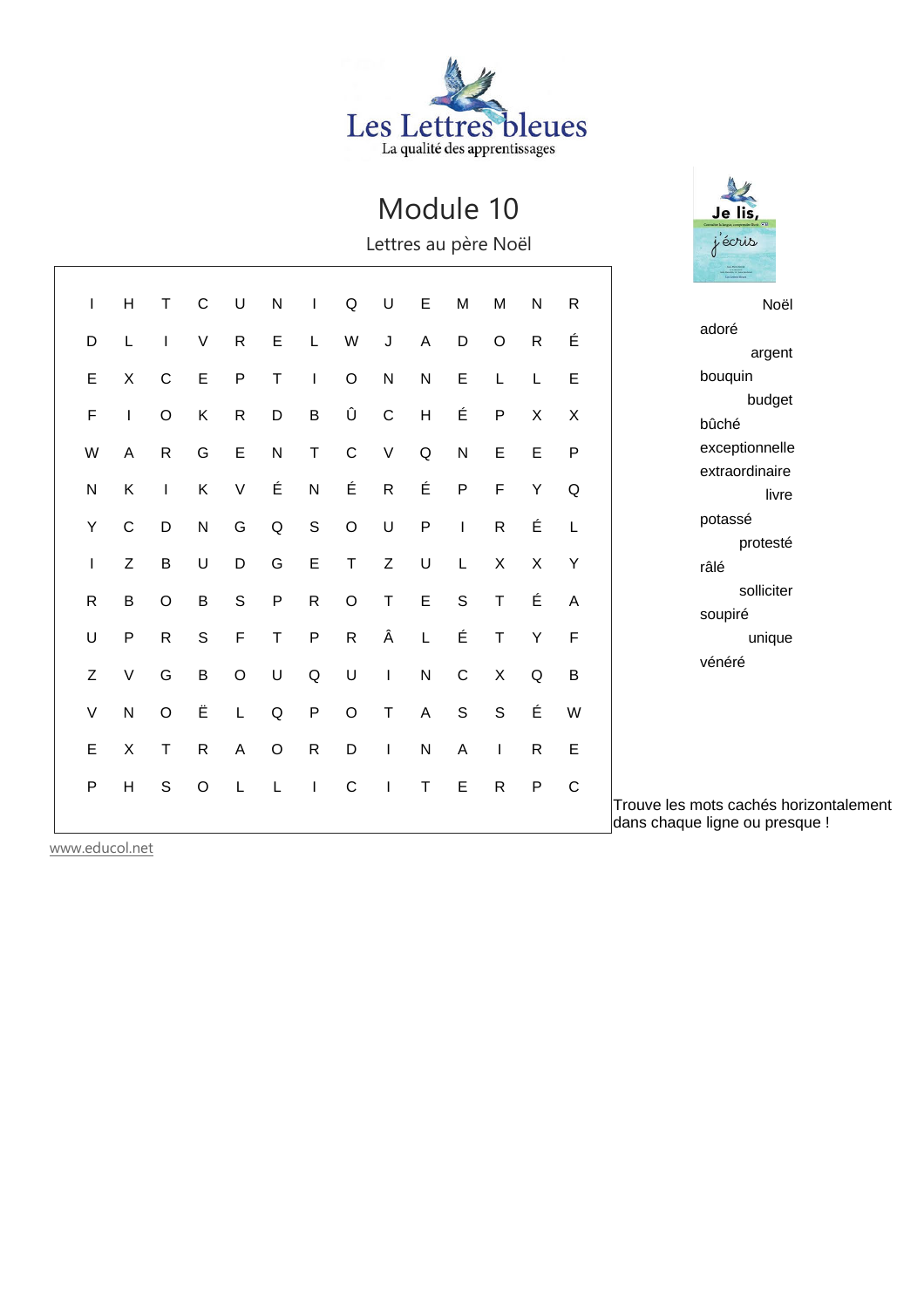Les Lettres bleues
La qualité des apprentissages

# Module 10

Lettres au père Noël

| | | | | | | | | | | | | | |
|---|---|---|---|---|---|---|---|---|---|---|---|---|---|
| I | H | T | C | U | N | I | Q | U | E | M | M | N | R |
| D | L | I | V | R | E | L | W | J | A | D | O | R | É |
| E | X | C | E | P | T | I | O | N | N | E | L | L | E |
| F | I | O | K | R | D | B | Û | C | H | É | P | X | X |
| W | A | R | G | E | N | T | C | V | Q | N | E | E | P |
| N | K | I | K | V | É | N | É | R | É | P | F | Y | Q |
| Y | C | D | N | G | Q | S | O | U | P | I | R | É | L |
| I | Z | B | U | D | G | E | T | Z | U | L | X | X | Y |
| R | B | O | B | S | P | R | O | T | E | S | T | É | A |
| U | P | R | S | F | T | P | R | Â | L | É | T | Y | F |
| Z | V | G | B | O | U | Q | U | I | N | C | X | Q | B |
| V | N | O | Ë | L | Q | P | O | T | A | S | S | É | W |
| E | X | T | R | A | O | R | D | I | N | A | I | R | E |
| P | H | S | O | L | L | I | C | I | T | E | R | P | C |

Je lis, j'écris

- Noël
- adoré
- argent
- bouquin
- budget
- bûché
- exceptionnelle
- extraordinaire
- livre
- potassé
- protesté
- râlé
- solliciter
- soupiré
- unique
- vénéré

Trouve les mots cachés horizontalement dans chaque ligne ou presque !

www.educol.net